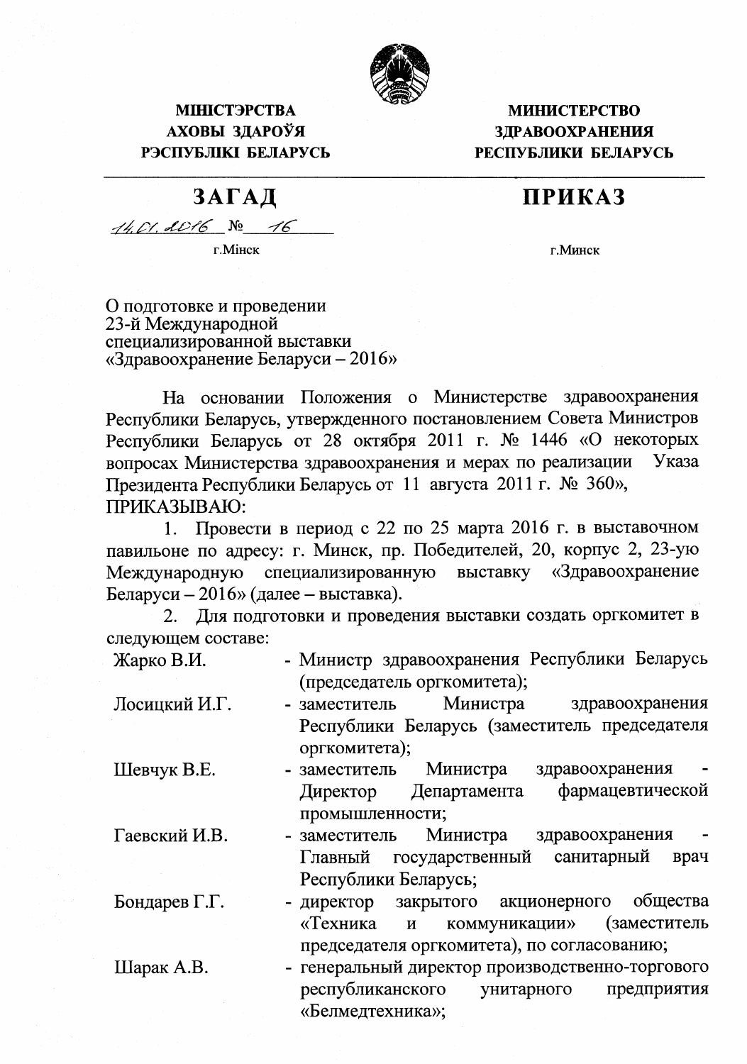**МІНІСТЭРСТВА АХОВЫ ЗДАРОЎЯ РЭСПУБЛІКІ БЕЛАРУСЬ**

**МИНИСТЕРСТВО ЗДРАВООХРАНЕНИЯ РЕСПУБЛИКИ БЕЛАРУСЬ**

# ЗАГАД / ПРИКАЗ

14.01.2016 № 16

г.Мінск / г.Минск

О подготовке и проведении 23-й Международной специализированной выставки «Здравоохранение Беларуси – 2016»

На основании Положения о Министерстве здравоохранения Республики Беларусь, утвержденного постановлением Совета Министров Республики Беларусь от 28 октября 2011 г. № 1446 «О некоторых вопросах Министерства здравоохранения и мерах по реализации Указа Президента Республики Беларусь от 11 августа 2011 г. № 360»,

ПРИКАЗЫВАЮ:

1. Провести в период с 22 по 25 марта 2016 г. в выставочном павильоне по адресу: г. Минск, пр. Победителей, 20, корпус 2, 23-ую Международную специализированную выставку «Здравоохранение Беларуси – 2016» (далее – выставка).

2. Для подготовки и проведения выставки создать оргкомитет в следующем составе:

| | |
|---|---|
| Жарко В.И. | - Министр здравоохранения Республики Беларусь (председатель оргкомитета); |
| Лосицкий И.Г. | - заместитель Министра здравоохранения Республики Беларусь (заместитель председателя оргкомитета); |
| Шевчук В.Е. | - заместитель Министра здравоохранения - Директор Департамента фармацевтической промышленности; |
| Гаевский И.В. | - заместитель Министра здравоохранения - Главный государственный санитарный врач Республики Беларусь; |
| Бондарев Г.Г. | - директор закрытого акционерного общества «Техника и коммуникации» (заместитель председателя оргкомитета), по согласованию; |
| Шарак А.В. | - генеральный директор производственно-торгового республиканского унитарного предприятия «Белмедтехника»; |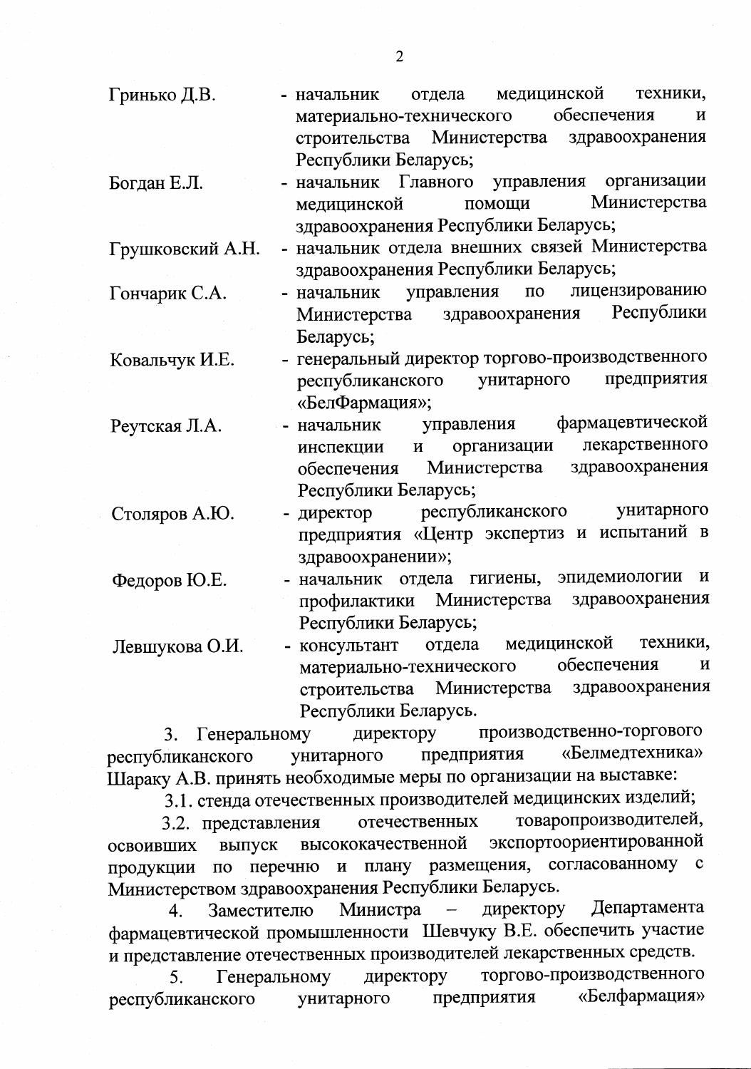Гринько Д.В. - начальник отдела медицинской техники, материально-технического обеспечения и строительства Министерства здравоохранения Республики Беларусь;

Богдан Е.Л. - начальник Главного управления организации медицинской помощи Министерства здравоохранения Республики Беларусь;

Грушковский А.Н. - начальник отдела внешних связей Министерства здравоохранения Республики Беларусь;

Гончарик С.А. - начальник управления по лицензированию Министерства здравоохранения Республики Беларусь;

Ковальчук И.Е. - генеральный директор торгово-производственного республиканского унитарного предприятия «БелФармация»;

Реутская Л.А. - начальник управления фармацевтической инспекции и организации лекарственного обеспечения Министерства здравоохранения Республики Беларусь;

Столяров А.Ю. - директор республиканского унитарного предприятия «Центр экспертиз и испытаний в здравоохранении»;

Федоров Ю.Е. - начальник отдела гигиены, эпидемиологии и профилактики Министерства здравоохранения Республики Беларусь;

Левшукова О.И. - консультант отдела медицинской техники, материально-технического обеспечения и строительства Министерства здравоохранения Республики Беларусь.

3. Генеральному директору производственно-торгового республиканского унитарного предприятия «Белмедтехника» Шараку А.В. принять необходимые меры по организации на выставке:

3.1. стенда отечественных производителей медицинских изделий;

3.2. представления отечественных товаропроизводителей, освоивших выпуск высококачественной экспортоориентированной продукции по перечню и плану размещения, согласованному с Министерством здравоохранения Республики Беларусь.

4. Заместителю Министра – директору Департамента фармацевтической промышленности Шевчуку В.Е. обеспечить участие и представление отечественных производителей лекарственных средств.

5. Генеральному директору торгово-производственного республиканского унитарного предприятия «Белфармация»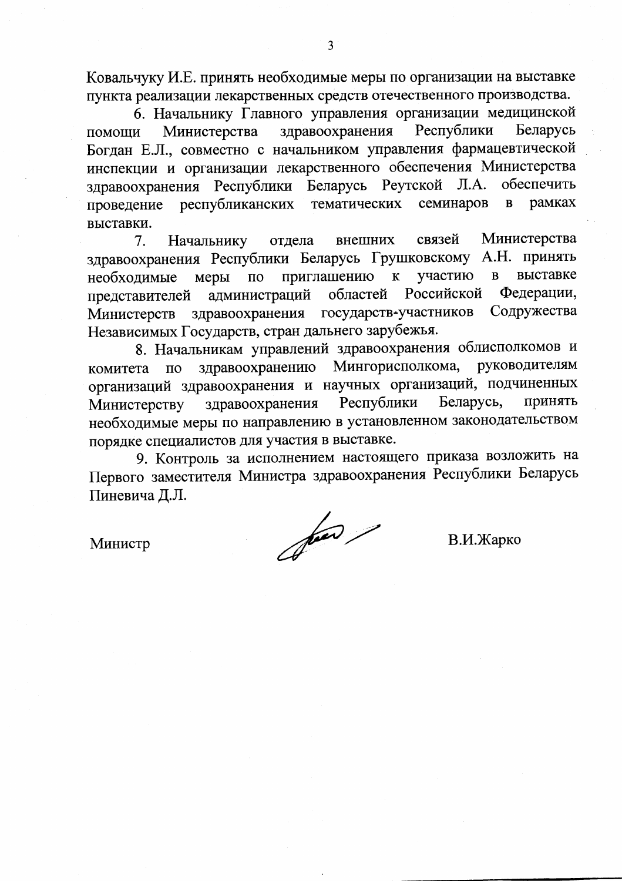Ковальчуку И.Е. принять необходимые меры по организации на выставке пункта реализации лекарственных средств отечественного производства.

6. Начальнику Главного управления организации медицинской помощи Министерства здравоохранения Республики Беларусь Богдан Е.Л., совместно с начальником управления фармацевтической инспекции и организации лекарственного обеспечения Министерства здравоохранения Республики Беларусь Реутской Л.А. обеспечить проведение республиканских тематических семинаров в рамках выставки.

7. Начальнику отдела внешних связей Министерства здравоохранения Республики Беларусь Грушковскому А.Н. принять необходимые меры по приглашению к участию в выставке представителей администраций областей Российской Федерации, Министерств здравоохранения государств-участников Содружества Независимых Государств, стран дальнего зарубежья.

8. Начальникам управлений здравоохранения облисполкомов и комитета по здравоохранению Мингорисполкома, руководителям организаций здравоохранения и научных организаций, подчиненных Министерству здравоохранения Республики Беларусь, принять необходимые меры по направлению в установленном законодательством порядке специалистов для участия в выставке.

9. Контроль за исполнением настоящего приказа возложить на Первого заместителя Министра здравоохранения Республики Беларусь Пиневича Д.Л.

Министр В.И.Жарко